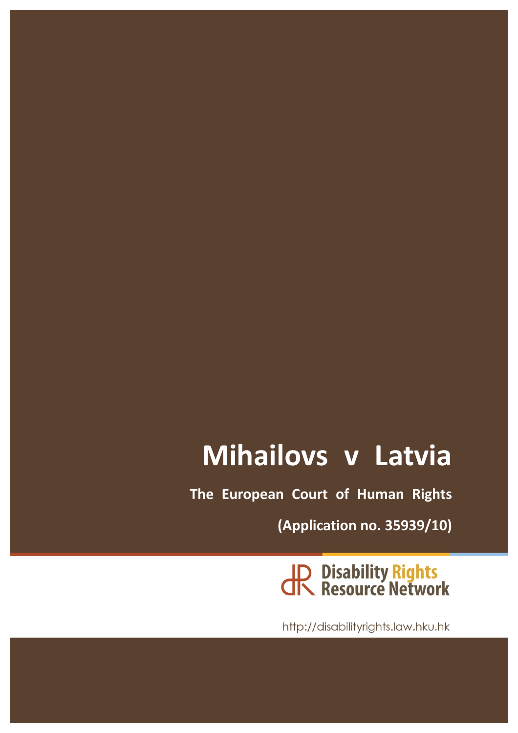# Mihailovs v Latvia

**The European Court of Human Rights**

**(Application no. 35939/10)**

Disability Rights Resource Network

http://disabilityrights.law.hku.hk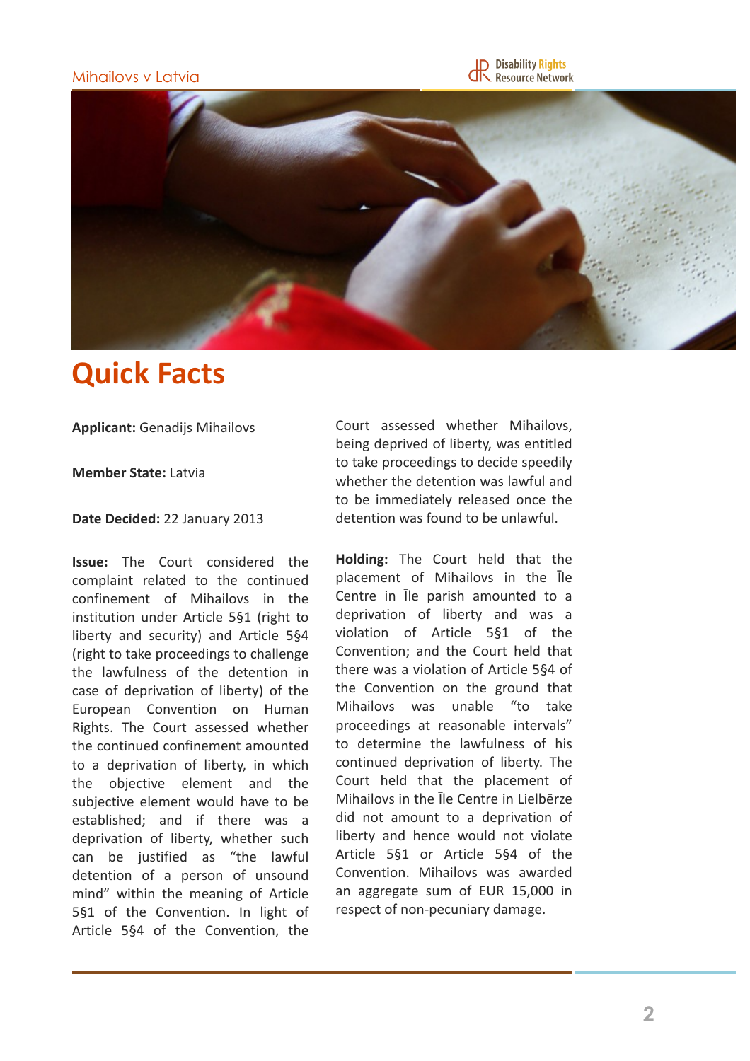# Quick Facts

**Applicant:** Genadijs Mihailovs

**Member State:** Latvia

**Date Decided:** 22 January 2013

**Issue:** The Court considered the complaint related to the continued confinement of Mihailovs in the institution under Article 5§1 (right to liberty and security) and Article 5§4 (right to take proceedings to challenge the lawfulness of the detention in case of deprivation of liberty) of the European Convention on Human Rights. The Court assessed whether the continued confinement amounted to a deprivation of liberty, in which the objective element and the subjective element would have to be established; and if there was a deprivation of liberty, whether such can be justified as "the lawful detention of a person of unsound mind" within the meaning of Article 5§1 of the Convention. In light of Article 5§4 of the Convention, the Court assessed whether Mihailovs, being deprived of liberty, was entitled to take proceedings to decide speedily whether the detention was lawful and to be immediately released once the detention was found to be unlawful.

**Holding:** The Court held that the placement of Mihailovs in the Īle Centre in Īle parish amounted to a deprivation of liberty and was a violation of Article 5§1 of the Convention; and the Court held that there was a violation of Article 5§4 of the Convention on the ground that Mihailovs was unable "to take proceedings at reasonable intervals" to determine the lawfulness of his continued deprivation of liberty. The Court held that the placement of Mihailovs in the Īle Centre in Lielbērze did not amount to a deprivation of liberty and hence would not violate Article 5§1 or Article 5§4 of the Convention. Mihailovs was awarded an aggregate sum of EUR 15,000 in respect of non-pecuniary damage.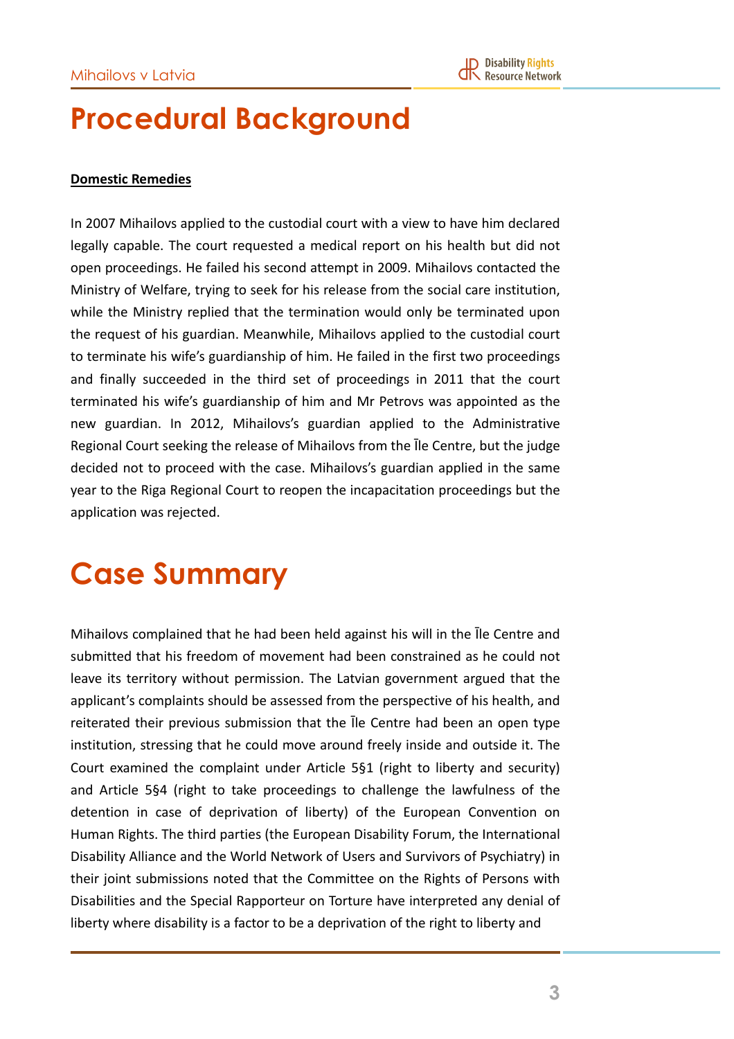# Procedural Background

**Domestic Remedies**

In 2007 Mihailovs applied to the custodial court with a view to have him declared legally capable. The court requested a medical report on his health but did not open proceedings. He failed his second attempt in 2009. Mihailovs contacted the Ministry of Welfare, trying to seek for his release from the social care institution, while the Ministry replied that the termination would only be terminated upon the request of his guardian. Meanwhile, Mihailovs applied to the custodial court to terminate his wife's guardianship of him. He failed in the first two proceedings and finally succeeded in the third set of proceedings in 2011 that the court terminated his wife's guardianship of him and Mr Petrovs was appointed as the new guardian. In 2012, Mihailovs's guardian applied to the Administrative Regional Court seeking the release of Mihailovs from the Īle Centre, but the judge decided not to proceed with the case. Mihailovs's guardian applied in the same year to the Riga Regional Court to reopen the incapacitation proceedings but the application was rejected.

# Case Summary

Mihailovs complained that he had been held against his will in the Īle Centre and submitted that his freedom of movement had been constrained as he could not leave its territory without permission. The Latvian government argued that the applicant's complaints should be assessed from the perspective of his health, and reiterated their previous submission that the Īle Centre had been an open type institution, stressing that he could move around freely inside and outside it. The Court examined the complaint under Article 5§1 (right to liberty and security) and Article 5§4 (right to take proceedings to challenge the lawfulness of the detention in case of deprivation of liberty) of the European Convention on Human Rights. The third parties (the European Disability Forum, the International Disability Alliance and the World Network of Users and Survivors of Psychiatry) in their joint submissions noted that the Committee on the Rights of Persons with Disabilities and the Special Rapporteur on Torture have interpreted any denial of liberty where disability is a factor to be a deprivation of the right to liberty and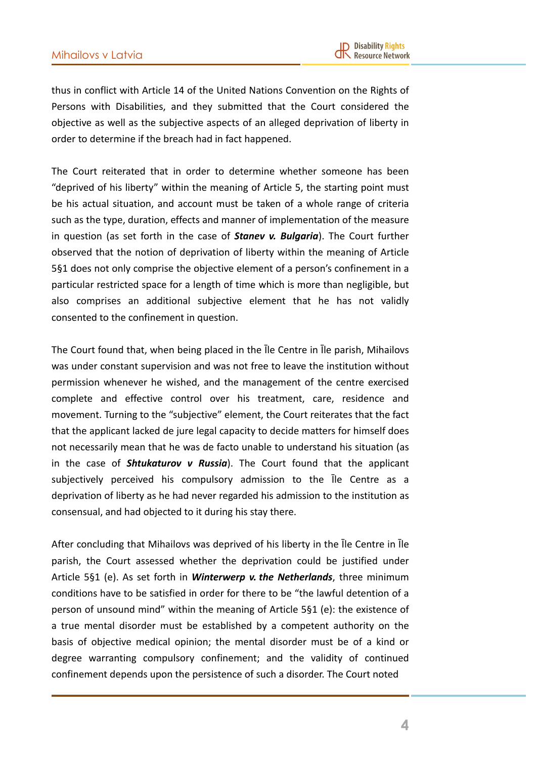thus in conflict with Article 14 of the United Nations Convention on the Rights of Persons with Disabilities, and they submitted that the Court considered the objective as well as the subjective aspects of an alleged deprivation of liberty in order to determine if the breach had in fact happened.

The Court reiterated that in order to determine whether someone has been "deprived of his liberty" within the meaning of Article 5, the starting point must be his actual situation, and account must be taken of a whole range of criteria such as the type, duration, effects and manner of implementation of the measure in question (as set forth in the case of ***Stanev v. Bulgaria***). The Court further observed that the notion of deprivation of liberty within the meaning of Article 5§1 does not only comprise the objective element of a person's confinement in a particular restricted space for a length of time which is more than negligible, but also comprises an additional subjective element that he has not validly consented to the confinement in question.

The Court found that, when being placed in the Īle Centre in Īle parish, Mihailovs was under constant supervision and was not free to leave the institution without permission whenever he wished, and the management of the centre exercised complete and effective control over his treatment, care, residence and movement. Turning to the "subjective" element, the Court reiterates that the fact that the applicant lacked de jure legal capacity to decide matters for himself does not necessarily mean that he was de facto unable to understand his situation (as in the case of ***Shtukaturov v Russia***). The Court found that the applicant subjectively perceived his compulsory admission to the Īle Centre as a deprivation of liberty as he had never regarded his admission to the institution as consensual, and had objected to it during his stay there.

After concluding that Mihailovs was deprived of his liberty in the Īle Centre in Īle parish, the Court assessed whether the deprivation could be justified under Article 5§1 (e). As set forth in ***Winterwerp v. the Netherlands***, three minimum conditions have to be satisfied in order for there to be "the lawful detention of a person of unsound mind" within the meaning of Article 5§1 (e): the existence of a true mental disorder must be established by a competent authority on the basis of objective medical opinion; the mental disorder must be of a kind or degree warranting compulsory confinement; and the validity of continued confinement depends upon the persistence of such a disorder. The Court noted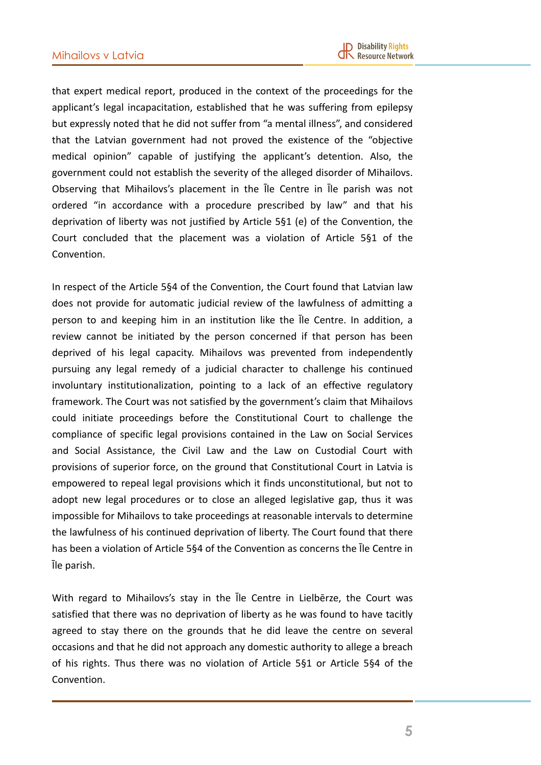that expert medical report, produced in the context of the proceedings for the applicant's legal incapacitation, established that he was suffering from epilepsy but expressly noted that he did not suffer from "a mental illness", and considered that the Latvian government had not proved the existence of the "objective medical opinion" capable of justifying the applicant's detention. Also, the government could not establish the severity of the alleged disorder of Mihailovs. Observing that Mihailovs's placement in the Īle Centre in Īle parish was not ordered "in accordance with a procedure prescribed by law" and that his deprivation of liberty was not justified by Article 5§1 (e) of the Convention, the Court concluded that the placement was a violation of Article 5§1 of the Convention.

In respect of the Article 5§4 of the Convention, the Court found that Latvian law does not provide for automatic judicial review of the lawfulness of admitting a person to and keeping him in an institution like the Īle Centre. In addition, a review cannot be initiated by the person concerned if that person has been deprived of his legal capacity. Mihailovs was prevented from independently pursuing any legal remedy of a judicial character to challenge his continued involuntary institutionalization, pointing to a lack of an effective regulatory framework. The Court was not satisfied by the government's claim that Mihailovs could initiate proceedings before the Constitutional Court to challenge the compliance of specific legal provisions contained in the Law on Social Services and Social Assistance, the Civil Law and the Law on Custodial Court with provisions of superior force, on the ground that Constitutional Court in Latvia is empowered to repeal legal provisions which it finds unconstitutional, but not to adopt new legal procedures or to close an alleged legislative gap, thus it was impossible for Mihailovs to take proceedings at reasonable intervals to determine the lawfulness of his continued deprivation of liberty. The Court found that there has been a violation of Article 5§4 of the Convention as concerns the Īle Centre in Īle parish.

With regard to Mihailovs's stay in the Īle Centre in Lielbērze, the Court was satisfied that there was no deprivation of liberty as he was found to have tacitly agreed to stay there on the grounds that he did leave the centre on several occasions and that he did not approach any domestic authority to allege a breach of his rights. Thus there was no violation of Article 5§1 or Article 5§4 of the Convention.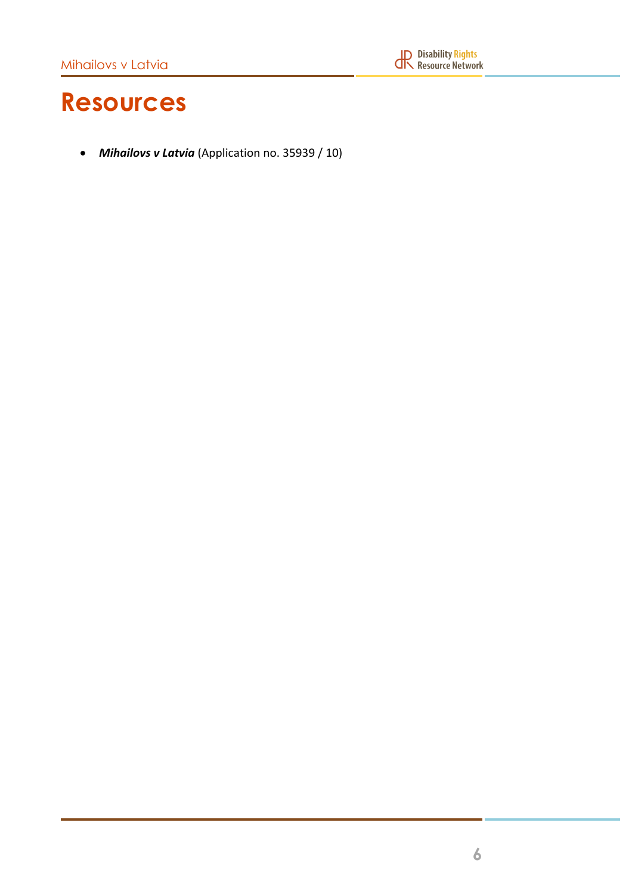# Resources

- ***Mihailovs v Latvia*** (Application no. 35939 / 10)